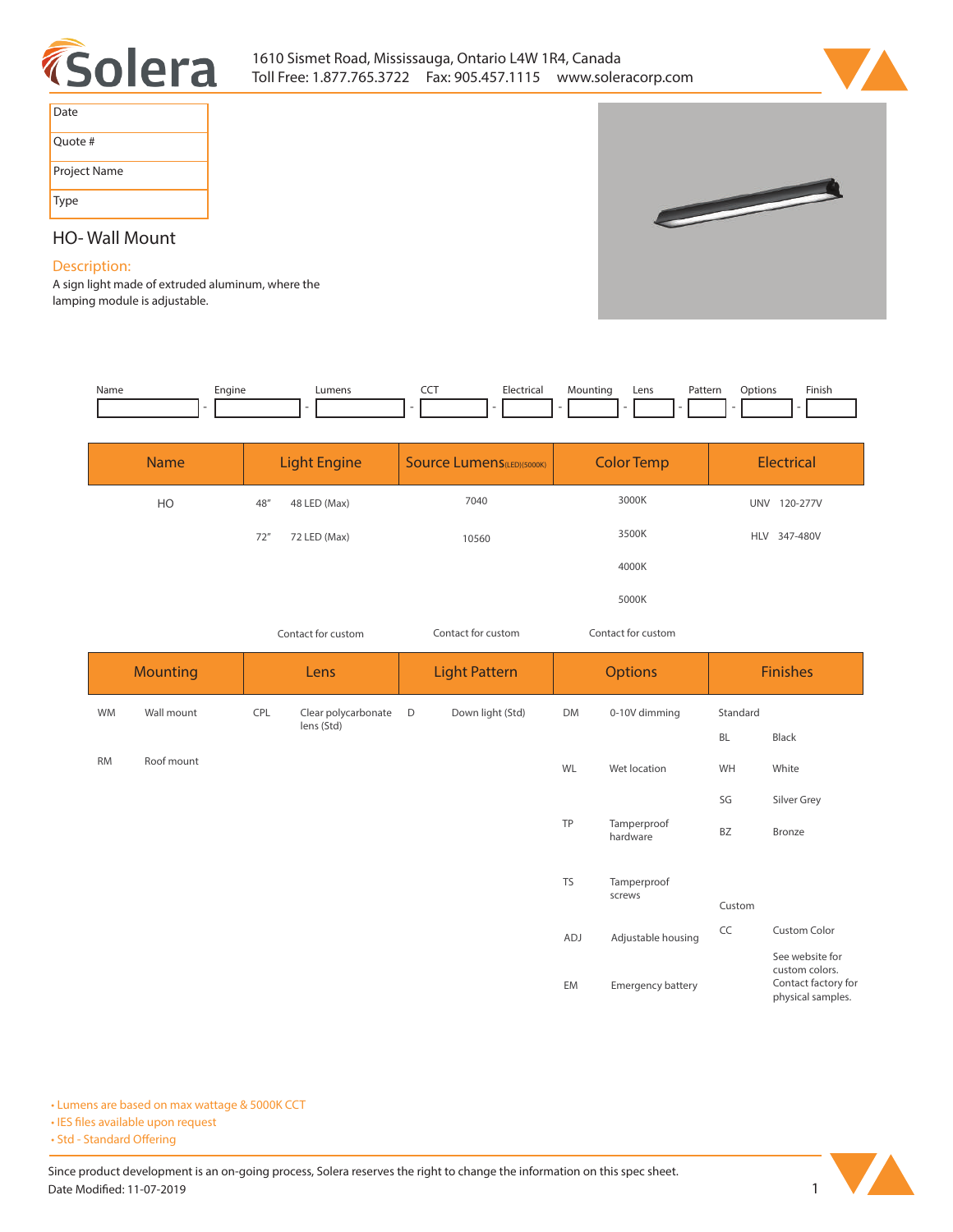1610 Sismet Road, Mississauga, Ontario L4W 1R4, Canada
Toll Free: 1.877.765.3722 Fax: 905.457.1115 www.soleracorp.com

| Date | |
|---|---|
| Quote # | |
| Project Name | |
| Type | |

## HO- Wall Mount

### Description:

A sign light made of extruded aluminum, where the lamping module is adjustable.

| Name | Engine | Lumens | CCT | Electrical | Mounting | Lens | Pattern | Options | Finish |
|---|---|---|---|---|---|---|---|---|---|
| | - | - | - | - | - | - | - | - | - |

| Name | Light Engine | | Source Lumens(LED)(5000K) | Color Temp | Electrical | |
|---|---|---|---|---|---|---|
| HO | 48" | 48 LED (Max) | 7040 | 3000K | UNV | 120-277V |
| | 72" | 72 LED (Max) | 10560 | 3500K | HLV | 347-480V |
| | | | | 4000K | | |
| | | | | 5000K | | |
| | Contact for custom | | Contact for custom | Contact for custom | | |

| Mounting | | Lens | | Light Pattern | | Options | | Finishes | |
|---|---|---|---|---|---|---|---|---|---|
| WM | Wall mount | CPL | Clear polycarbonate lens (Std) | D | Down light (Std) | DM | 0-10V dimming | Standard | |
| | | | | | | | | BL | Black |
| RM | Roof mount | | | | | WL | Wet location | WH | White |
| | | | | | | | | SG | Silver Grey |
| | | | | | | TP | Tamperproof hardware | BZ | Bronze |
| | | | | | | TS | Tamperproof screws | Custom | |
| | | | | | | ADJ | Adjustable housing | CC | Custom Color |
| | | | | | | EM | Emergency battery | | See website for custom colors. Contact factory for physical samples. |

- Lumens are based on max wattage & 5000K CCT
- IES files available upon request
- Std - Standard Offering

Since product development is an on-going process, Solera reserves the right to change the information on this spec sheet.
Date Modified: 11-07-2019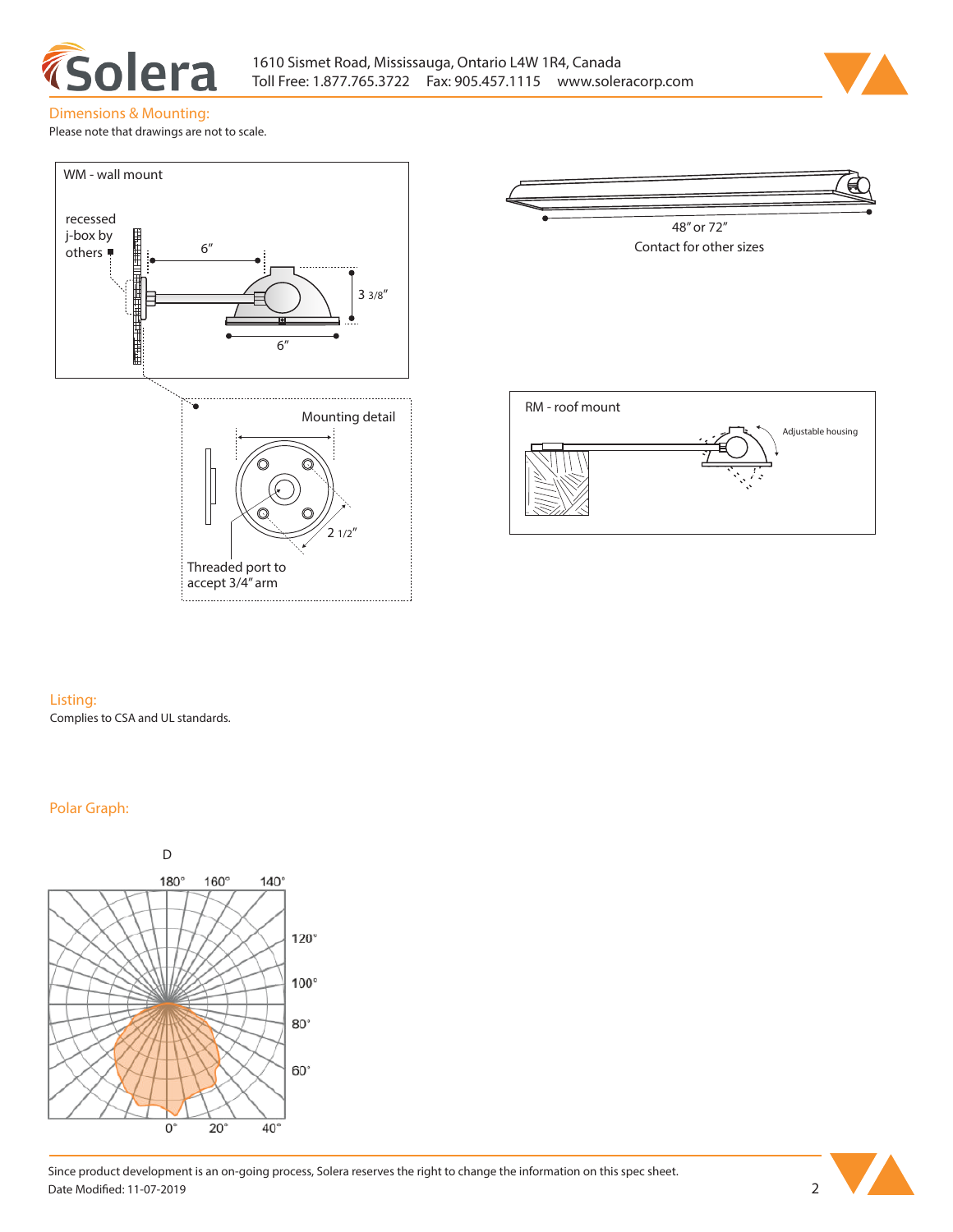1610 Sismet Road, Mississauga, Ontario L4W 1R4, Canada
Toll Free: 1.877.765.3722 Fax: 905.457.1115 www.soleracorp.com

## Dimensions & Mounting:

Please note that drawings are not to scale.

WM - wall mount

recessed j-box by others

6″

3 3/8″

6″

Mounting detail

2 1/2″

Threaded port to accept 3/4″ arm

48″ or 72″

Contact for other sizes

RM - roof mount

Adjustable housing

## Listing:

Complies to CSA and UL standards.

## Polar Graph:

D

180° 160° 140°

120°

100°

80°

60°

0° 20° 40°

Since product development is an on-going process, Solera reserves the right to change the information on this spec sheet.
Date Modified: 11-07-2019